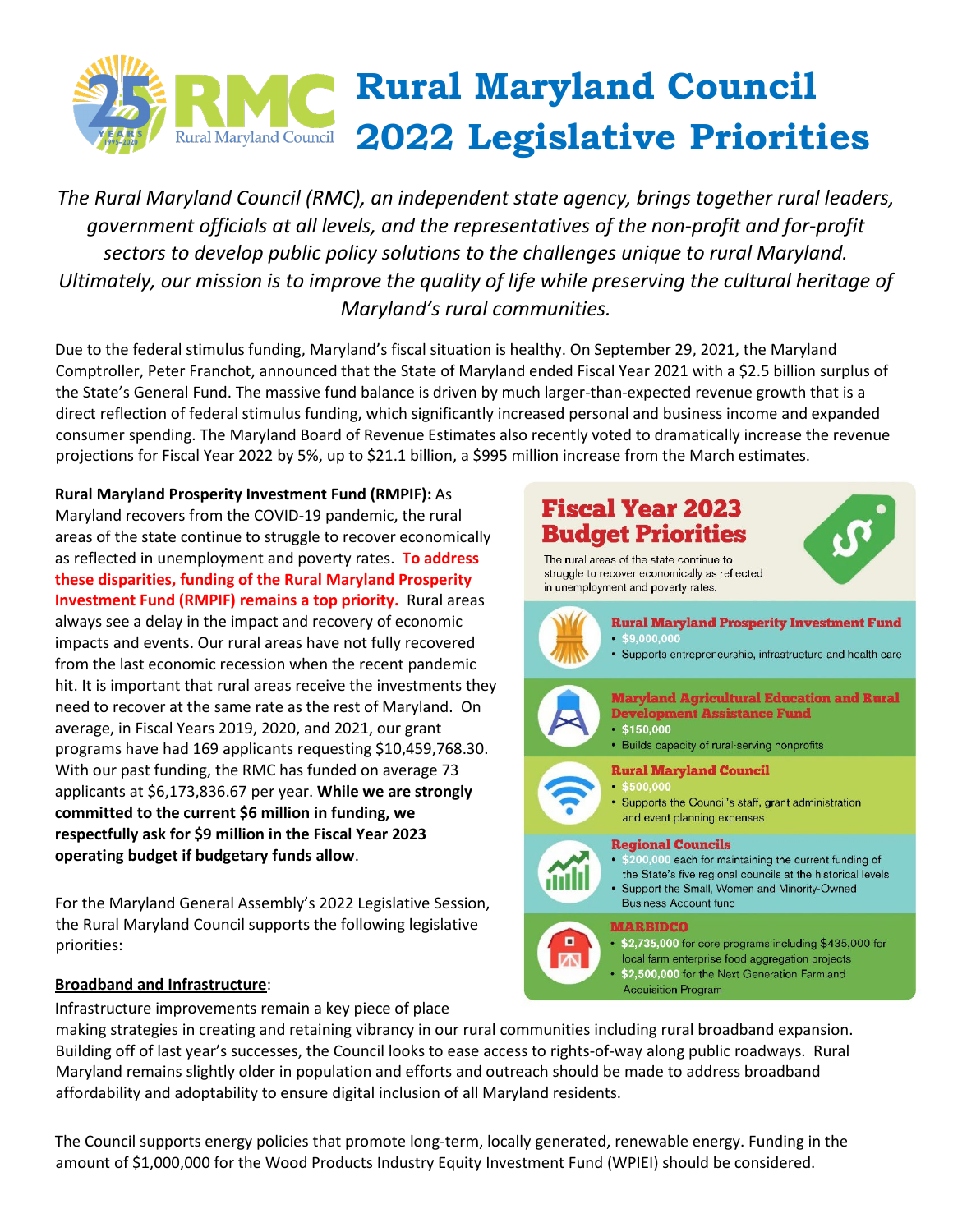# Rural Maryland Council 2022 Legislative Priorities

*The Rural Maryland Council (RMC), an independent state agency, brings together rural leaders, government officials at all levels, and the representatives of the non-profit and for-profit sectors to develop public policy solutions to the challenges unique to rural Maryland. Ultimately, our mission is to improve the quality of life while preserving the cultural heritage of Maryland's rural communities.*

Due to the federal stimulus funding, Maryland's fiscal situation is healthy. On September 29, 2021, the Maryland Comptroller, Peter Franchot, announced that the State of Maryland ended Fiscal Year 2021 with a $2.5 billion surplus of the State's General Fund. The massive fund balance is driven by much larger-than-expected revenue growth that is a direct reflection of federal stimulus funding, which significantly increased personal and business income and expanded consumer spending. The Maryland Board of Revenue Estimates also recently voted to dramatically increase the revenue projections for Fiscal Year 2022 by 5%, up to $21.1 billion, a $995 million increase from the March estimates.

**Rural Maryland Prosperity Investment Fund (RMPIF):** As Maryland recovers from the COVID-19 pandemic, the rural areas of the state continue to struggle to recover economically as reflected in unemployment and poverty rates. **To address these disparities, funding of the Rural Maryland Prosperity Investment Fund (RMPIF) remains a top priority.** Rural areas always see a delay in the impact and recovery of economic impacts and events. Our rural areas have not fully recovered from the last economic recession when the recent pandemic hit. It is important that rural areas receive the investments they need to recover at the same rate as the rest of Maryland. On average, in Fiscal Years 2019, 2020, and 2021, our grant programs have had 169 applicants requesting $10,459,768.30. With our past funding, the RMC has funded on average 73 applicants at $6,173,836.67 per year. **While we are strongly committed to the current $6 million in funding, we respectfully ask for $9 million in the Fiscal Year 2023 operating budget if budgetary funds allow**.

For the Maryland General Assembly's 2022 Legislative Session, the Rural Maryland Council supports the following legislative priorities:

## Fiscal Year 2023 Budget Priorities

The rural areas of the state continue to struggle to recover economically as reflected in unemployment and poverty rates.

**Rural Maryland Prosperity Investment Fund**
- $9,000,000
- Supports entrepreneurship, infrastructure and health care

**Maryland Agricultural Education and Rural Development Assistance Fund**
- $150,000
- Builds capacity of rural-serving nonprofits

**Rural Maryland Council**
- $500,000
- Supports the Council's staff, grant administration and event planning expenses

**Regional Councils**
- $200,000 each for maintaining the current funding of the State's five regional councils at the historical levels
- Support the Small, Women and Minority-Owned Business Account fund

**MARBIDCO**
- $2,735,000 for core programs including $435,000 for local farm enterprise food aggregation projects
- $2,500,000 for the Next Generation Farmland Acquisition Program

**<u>Broadband and Infrastructure</u>**:

Infrastructure improvements remain a key piece of place making strategies in creating and retaining vibrancy in our rural communities including rural broadband expansion. Building off of last year's successes, the Council looks to ease access to rights-of-way along public roadways. Rural Maryland remains slightly older in population and efforts and outreach should be made to address broadband affordability and adoptability to ensure digital inclusion of all Maryland residents.

The Council supports energy policies that promote long-term, locally generated, renewable energy. Funding in the amount of $1,000,000 for the Wood Products Industry Equity Investment Fund (WPIEI) should be considered.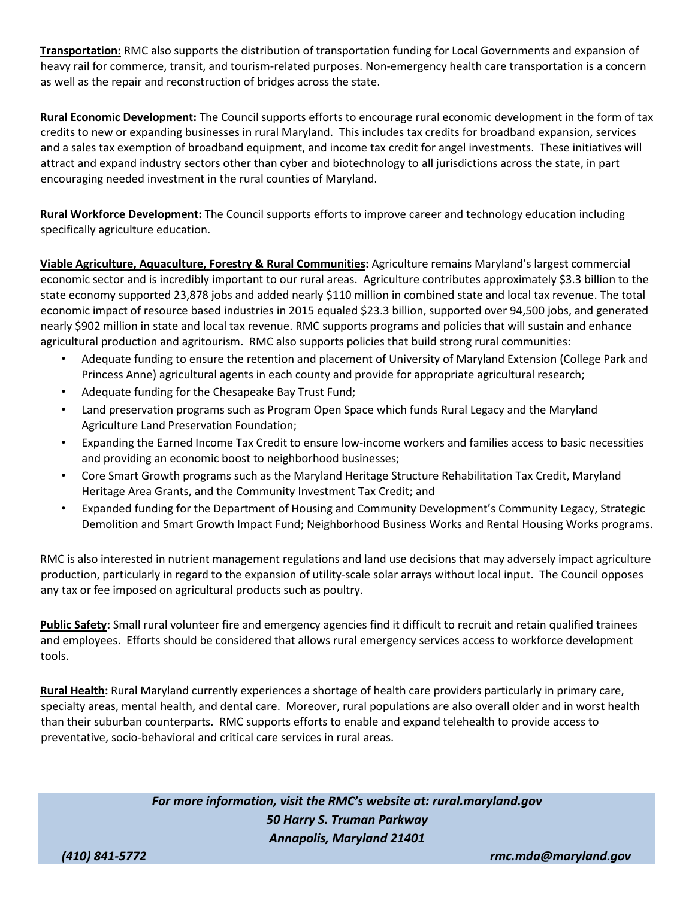**Transportation:** RMC also supports the distribution of transportation funding for Local Governments and expansion of heavy rail for commerce, transit, and tourism-related purposes. Non-emergency health care transportation is a concern as well as the repair and reconstruction of bridges across the state.

**Rural Economic Development:** The Council supports efforts to encourage rural economic development in the form of tax credits to new or expanding businesses in rural Maryland. This includes tax credits for broadband expansion, services and a sales tax exemption of broadband equipment, and income tax credit for angel investments. These initiatives will attract and expand industry sectors other than cyber and biotechnology to all jurisdictions across the state, in part encouraging needed investment in the rural counties of Maryland.

**Rural Workforce Development:** The Council supports efforts to improve career and technology education including specifically agriculture education.

**Viable Agriculture, Aquaculture, Forestry & Rural Communities:** Agriculture remains Maryland's largest commercial economic sector and is incredibly important to our rural areas. Agriculture contributes approximately $3.3 billion to the state economy supported 23,878 jobs and added nearly $110 million in combined state and local tax revenue. The total economic impact of resource based industries in 2015 equaled $23.3 billion, supported over 94,500 jobs, and generated nearly $902 million in state and local tax revenue. RMC supports programs and policies that will sustain and enhance agricultural production and agritourism. RMC also supports policies that build strong rural communities:

- Adequate funding to ensure the retention and placement of University of Maryland Extension (College Park and Princess Anne) agricultural agents in each county and provide for appropriate agricultural research;
- Adequate funding for the Chesapeake Bay Trust Fund;
- Land preservation programs such as Program Open Space which funds Rural Legacy and the Maryland Agriculture Land Preservation Foundation;
- Expanding the Earned Income Tax Credit to ensure low-income workers and families access to basic necessities and providing an economic boost to neighborhood businesses;
- Core Smart Growth programs such as the Maryland Heritage Structure Rehabilitation Tax Credit, Maryland Heritage Area Grants, and the Community Investment Tax Credit; and
- Expanded funding for the Department of Housing and Community Development's Community Legacy, Strategic Demolition and Smart Growth Impact Fund; Neighborhood Business Works and Rental Housing Works programs.

RMC is also interested in nutrient management regulations and land use decisions that may adversely impact agriculture production, particularly in regard to the expansion of utility-scale solar arrays without local input. The Council opposes any tax or fee imposed on agricultural products such as poultry.

**Public Safety:** Small rural volunteer fire and emergency agencies find it difficult to recruit and retain qualified trainees and employees. Efforts should be considered that allows rural emergency services access to workforce development tools.

**Rural Health:** Rural Maryland currently experiences a shortage of health care providers particularly in primary care, specialty areas, mental health, and dental care. Moreover, rural populations are also overall older and in worst health than their suburban counterparts. RMC supports efforts to enable and expand telehealth to provide access to preventative, socio-behavioral and critical care services in rural areas.

***For more information, visit the RMC's website at: rural.maryland.gov***
***50 Harry S. Truman Parkway***
***Annapolis, Maryland 21401***

***(410) 841-5772*** ***rmc.mda@maryland.gov***